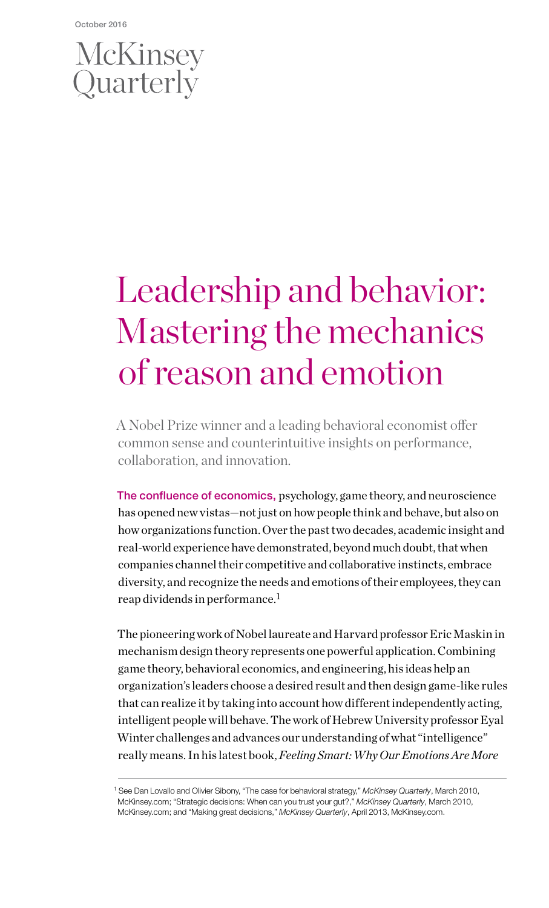October 2016

McKinsey Quarterly

# Leadership and behavior: Mastering the mechanics of reason and emotion

A Nobel Prize winner and a leading behavioral economist offer common sense and counterintuitive insights on performance, collaboration, and innovation.

**The confluence of economics,** psychology, game theory, and neuroscience has opened new vistas—not just on how people think and behave, but also on how organizations function. Over the past two decades, academic insight and real-world experience have demonstrated, beyond much doubt, that when companies channel their competitive and collaborative instincts, embrace diversity, and recognize the needs and emotions of their employees, they can reap dividends in performance.[1]

The pioneering work of Nobel laureate and Harvard professor Eric Maskin in mechanism design theory represents one powerful application. Combining game theory, behavioral economics, and engineering, his ideas help an organization's leaders choose a desired result and then design game-like rules that can realize it by taking into account how different independently acting, intelligent people will behave. The work of Hebrew University professor Eyal Winter challenges and advances our understanding of what "intelligence" really means. In his latest book, *Feeling Smart: Why Our Emotions Are More*

---

[1] See Dan Lovallo and Olivier Sibony, "The case for behavioral strategy," *McKinsey Quarterly*, March 2010, McKinsey.com; "Strategic decisions: When can you trust your gut?," *McKinsey Quarterly*, March 2010, McKinsey.com; and "Making great decisions," *McKinsey Quarterly*, April 2013, McKinsey.com.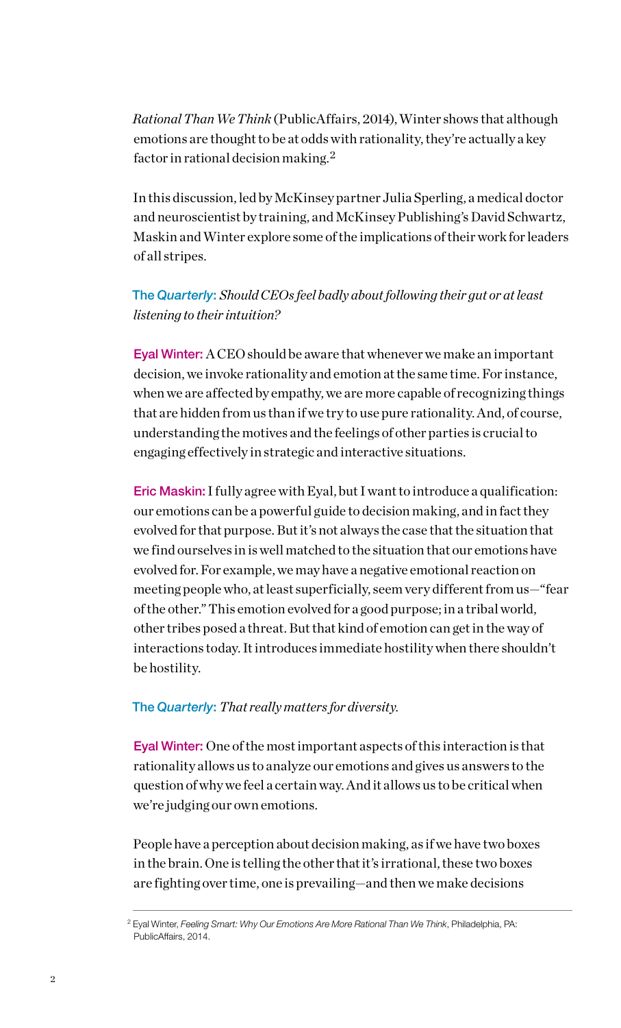*Rational Than We Think* (PublicAffairs, 2014), Winter shows that although emotions are thought to be at odds with rationality, they're actually a key factor in rational decision making.[2]

In this discussion, led by McKinsey partner Julia Sperling, a medical doctor and neuroscientist by training, and McKinsey Publishing's David Schwartz, Maskin and Winter explore some of the implications of their work for leaders of all stripes.

**The *Quarterly*:** *Should CEOs feel badly about following their gut or at least listening to their intuition?*

**Eyal Winter:** A CEO should be aware that whenever we make an important decision, we invoke rationality and emotion at the same time. For instance, when we are affected by empathy, we are more capable of recognizing things that are hidden from us than if we try to use pure rationality. And, of course, understanding the motives and the feelings of other parties is crucial to engaging effectively in strategic and interactive situations.

**Eric Maskin:** I fully agree with Eyal, but I want to introduce a qualification: our emotions can be a powerful guide to decision making, and in fact they evolved for that purpose. But it's not always the case that the situation that we find ourselves in is well matched to the situation that our emotions have evolved for. For example, we may have a negative emotional reaction on meeting people who, at least superficially, seem very different from us—"fear of the other." This emotion evolved for a good purpose; in a tribal world, other tribes posed a threat. But that kind of emotion can get in the way of interactions today. It introduces immediate hostility when there shouldn't be hostility.

**The *Quarterly*:** *That really matters for diversity.*

**Eyal Winter:** One of the most important aspects of this interaction is that rationality allows us to analyze our emotions and gives us answers to the question of why we feel a certain way. And it allows us to be critical when we're judging our own emotions.

People have a perception about decision making, as if we have two boxes in the brain. One is telling the other that it's irrational, these two boxes are fighting over time, one is prevailing—and then we make decisions

---

[2] Eyal Winter, *Feeling Smart: Why Our Emotions Are More Rational Than We Think*, Philadelphia, PA: PublicAffairs, 2014.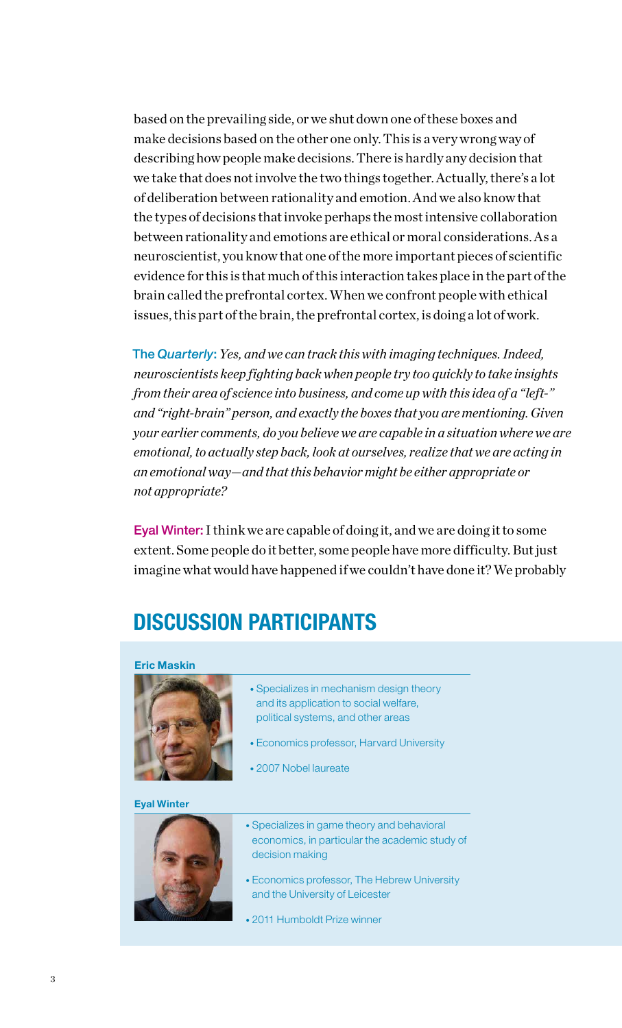based on the prevailing side, or we shut down one of these boxes and make decisions based on the other one only. This is a very wrong way of describing how people make decisions. There is hardly any decision that we take that does not involve the two things together. Actually, there's a lot of deliberation between rationality and emotion. And we also know that the types of decisions that invoke perhaps the most intensive collaboration between rationality and emotions are ethical or moral considerations. As a neuroscientist, you know that one of the more important pieces of scientific evidence for this is that much of this interaction takes place in the part of the brain called the prefrontal cortex. When we confront people with ethical issues, this part of the brain, the prefrontal cortex, is doing a lot of work.

**The *Quarterly*:** *Yes, and we can track this with imaging techniques. Indeed, neuroscientists keep fighting back when people try too quickly to take insights from their area of science into business, and come up with this idea of a "left-" and "right-brain" person, and exactly the boxes that you are mentioning. Given your earlier comments, do you believe we are capable in a situation where we are emotional, to actually step back, look at ourselves, realize that we are acting in an emotional way—and that this behavior might be either appropriate or not appropriate?*

**Eyal Winter:** I think we are capable of doing it, and we are doing it to some extent. Some people do it better, some people have more difficulty. But just imagine what would have happened if we couldn't have done it? We probably

## DISCUSSION PARTICIPANTS

**Eric Maskin**

- Specializes in mechanism design theory and its application to social welfare, political systems, and other areas
- Economics professor, Harvard University
- 2007 Nobel laureate

**Eyal Winter**

- Specializes in game theory and behavioral economics, in particular the academic study of decision making
- Economics professor, The Hebrew University and the University of Leicester
- 2011 Humboldt Prize winner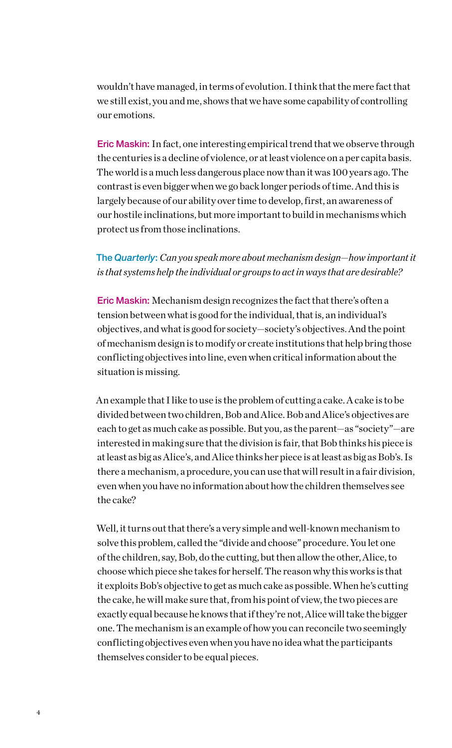wouldn't have managed, in terms of evolution. I think that the mere fact that we still exist, you and me, shows that we have some capability of controlling our emotions.

**Eric Maskin:** In fact, one interesting empirical trend that we observe through the centuries is a decline of violence, or at least violence on a per capita basis. The world is a much less dangerous place now than it was 100 years ago. The contrast is even bigger when we go back longer periods of time. And this is largely because of our ability over time to develop, first, an awareness of our hostile inclinations, but more important to build in mechanisms which protect us from those inclinations.

**The *Quarterly*:** *Can you speak more about mechanism design—how important it is that systems help the individual or groups to act in ways that are desirable?*

**Eric Maskin:** Mechanism design recognizes the fact that there's often a tension between what is good for the individual, that is, an individual's objectives, and what is good for society—society's objectives. And the point of mechanism design is to modify or create institutions that help bring those conflicting objectives into line, even when critical information about the situation is missing.

An example that I like to use is the problem of cutting a cake. A cake is to be divided between two children, Bob and Alice. Bob and Alice's objectives are each to get as much cake as possible. But you, as the parent—as "society"—are interested in making sure that the division is fair, that Bob thinks his piece is at least as big as Alice's, and Alice thinks her piece is at least as big as Bob's. Is there a mechanism, a procedure, you can use that will result in a fair division, even when you have no information about how the children themselves see the cake?

Well, it turns out that there's a very simple and well-known mechanism to solve this problem, called the "divide and choose" procedure. You let one of the children, say, Bob, do the cutting, but then allow the other, Alice, to choose which piece she takes for herself. The reason why this works is that it exploits Bob's objective to get as much cake as possible. When he's cutting the cake, he will make sure that, from his point of view, the two pieces are exactly equal because he knows that if they're not, Alice will take the bigger one. The mechanism is an example of how you can reconcile two seemingly conflicting objectives even when you have no idea what the participants themselves consider to be equal pieces.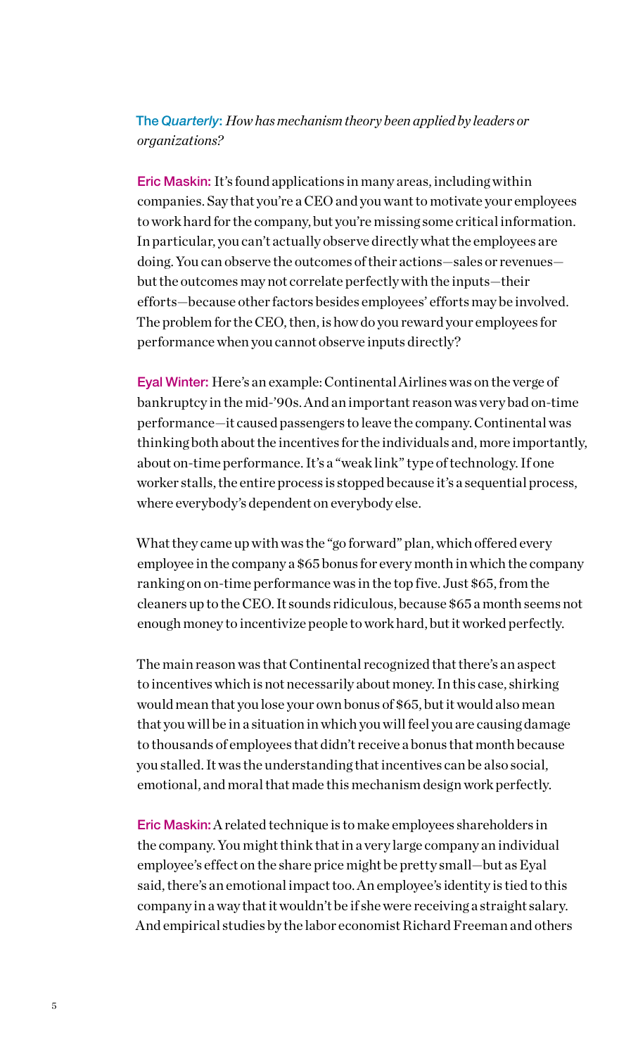**The *Quarterly*:** *How has mechanism theory been applied by leaders or organizations?*

**Eric Maskin:** It's found applications in many areas, including within companies. Say that you're a CEO and you want to motivate your employees to work hard for the company, but you're missing some critical information. In particular, you can't actually observe directly what the employees are doing. You can observe the outcomes of their actions—sales or revenues—but the outcomes may not correlate perfectly with the inputs—their efforts—because other factors besides employees' efforts may be involved. The problem for the CEO, then, is how do you reward your employees for performance when you cannot observe inputs directly?

**Eyal Winter:** Here's an example: Continental Airlines was on the verge of bankruptcy in the mid-'90s. And an important reason was very bad on-time performance—it caused passengers to leave the company. Continental was thinking both about the incentives for the individuals and, more importantly, about on-time performance. It's a "weak link" type of technology. If one worker stalls, the entire process is stopped because it's a sequential process, where everybody's dependent on everybody else.

What they came up with was the "go forward" plan, which offered every employee in the company a $65 bonus for every month in which the company ranking on on-time performance was in the top five. Just $65, from the cleaners up to the CEO. It sounds ridiculous, because $65 a month seems not enough money to incentivize people to work hard, but it worked perfectly.

The main reason was that Continental recognized that there's an aspect to incentives which is not necessarily about money. In this case, shirking would mean that you lose your own bonus of $65, but it would also mean that you will be in a situation in which you will feel you are causing damage to thousands of employees that didn't receive a bonus that month because you stalled. It was the understanding that incentives can be also social, emotional, and moral that made this mechanism design work perfectly.

**Eric Maskin:** A related technique is to make employees shareholders in the company. You might think that in a very large company an individual employee's effect on the share price might be pretty small—but as Eyal said, there's an emotional impact too. An employee's identity is tied to this company in a way that it wouldn't be if she were receiving a straight salary. And empirical studies by the labor economist Richard Freeman and others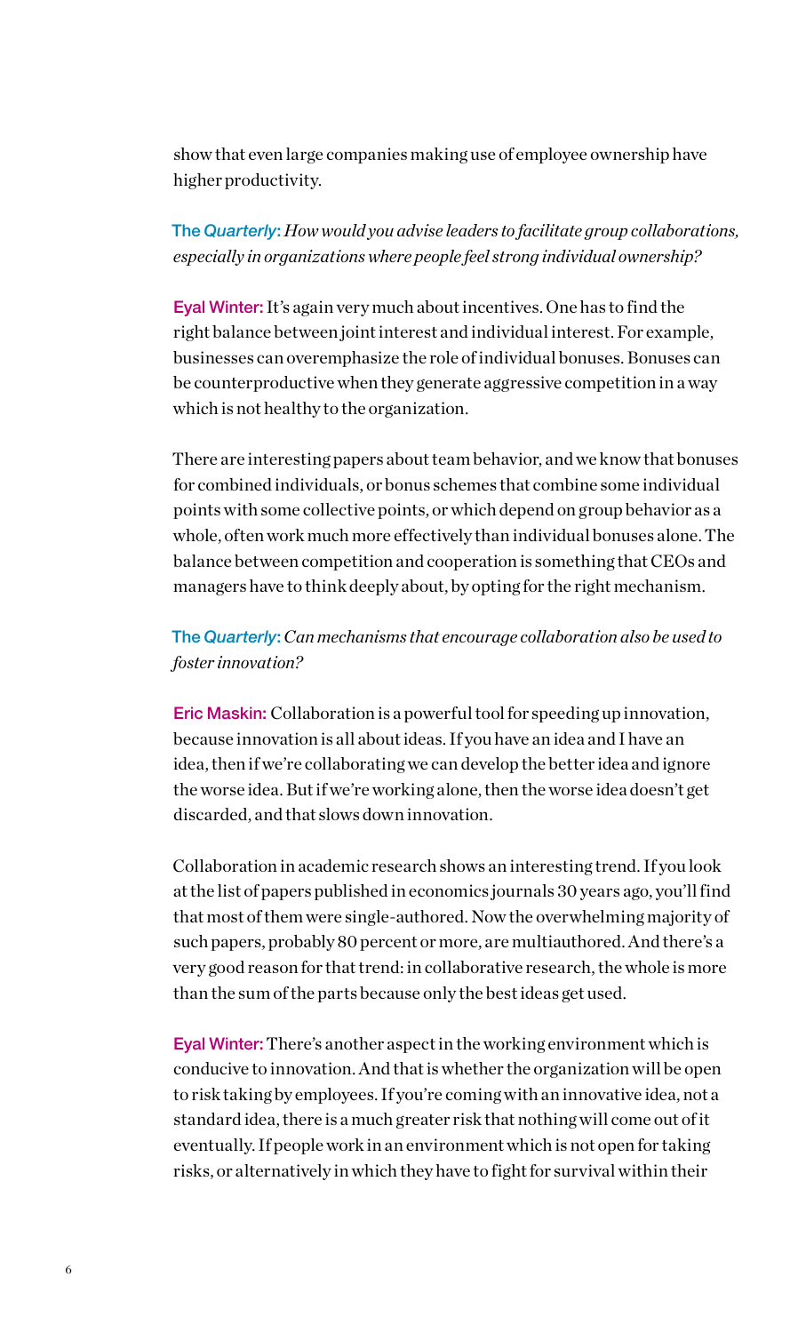show that even large companies making use of employee ownership have higher productivity.

**The *Quarterly*:** *How would you advise leaders to facilitate group collaborations, especially in organizations where people feel strong individual ownership?*

**Eyal Winter:** It's again very much about incentives. One has to find the right balance between joint interest and individual interest. For example, businesses can overemphasize the role of individual bonuses. Bonuses can be counterproductive when they generate aggressive competition in a way which is not healthy to the organization.

There are interesting papers about team behavior, and we know that bonuses for combined individuals, or bonus schemes that combine some individual points with some collective points, or which depend on group behavior as a whole, often work much more effectively than individual bonuses alone. The balance between competition and cooperation is something that CEOs and managers have to think deeply about, by opting for the right mechanism.

**The *Quarterly*:** *Can mechanisms that encourage collaboration also be used to foster innovation?*

**Eric Maskin:** Collaboration is a powerful tool for speeding up innovation, because innovation is all about ideas. If you have an idea and I have an idea, then if we're collaborating we can develop the better idea and ignore the worse idea. But if we're working alone, then the worse idea doesn't get discarded, and that slows down innovation.

Collaboration in academic research shows an interesting trend. If you look at the list of papers published in economics journals 30 years ago, you'll find that most of them were single-authored. Now the overwhelming majority of such papers, probably 80 percent or more, are multiauthored. And there's a very good reason for that trend: in collaborative research, the whole is more than the sum of the parts because only the best ideas get used.

**Eyal Winter:** There's another aspect in the working environment which is conducive to innovation. And that is whether the organization will be open to risk taking by employees. If you're coming with an innovative idea, not a standard idea, there is a much greater risk that nothing will come out of it eventually. If people work in an environment which is not open for taking risks, or alternatively in which they have to fight for survival within their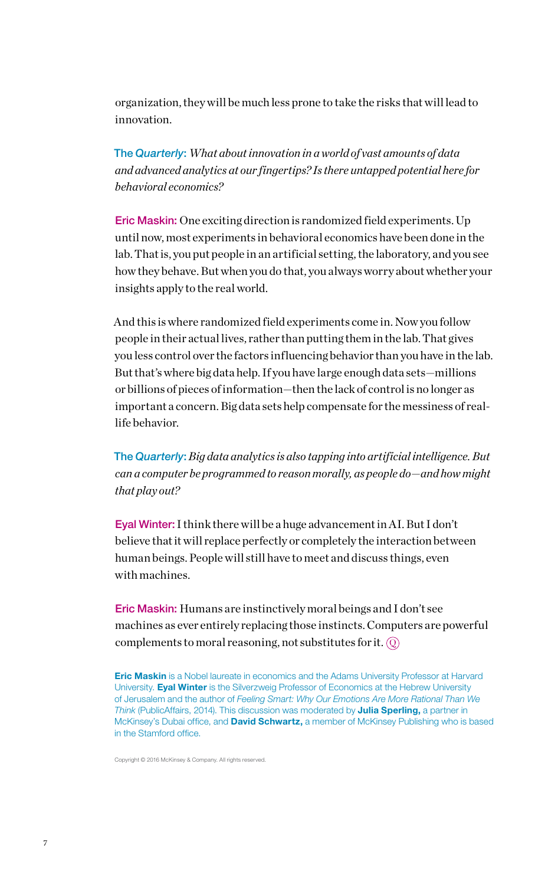organization, they will be much less prone to take the risks that will lead to innovation.

**The *Quarterly*:** *What about innovation in a world of vast amounts of data and advanced analytics at our fingertips? Is there untapped potential here for behavioral economics?*

**Eric Maskin:** One exciting direction is randomized field experiments. Up until now, most experiments in behavioral economics have been done in the lab. That is, you put people in an artificial setting, the laboratory, and you see how they behave. But when you do that, you always worry about whether your insights apply to the real world.

And this is where randomized field experiments come in. Now you follow people in their actual lives, rather than putting them in the lab. That gives you less control over the factors influencing behavior than you have in the lab. But that's where big data help. If you have large enough data sets—millions or billions of pieces of information—then the lack of control is no longer as important a concern. Big data sets help compensate for the messiness of real-life behavior.

**The *Quarterly*:** *Big data analytics is also tapping into artificial intelligence. But can a computer be programmed to reason morally, as people do—and how might that play out?*

**Eyal Winter:** I think there will be a huge advancement in AI. But I don't believe that it will replace perfectly or completely the interaction between human beings. People will still have to meet and discuss things, even with machines.

**Eric Maskin:** Humans are instinctively moral beings and I don't see machines as ever entirely replacing those instincts. Computers are powerful complements to moral reasoning, not substitutes for it.

**Eric Maskin** is a Nobel laureate in economics and the Adams University Professor at Harvard University. **Eyal Winter** is the Silverzweig Professor of Economics at the Hebrew University of Jerusalem and the author of *Feeling Smart: Why Our Emotions Are More Rational Than We Think* (PublicAffairs, 2014). This discussion was moderated by **Julia Sperling,** a partner in McKinsey's Dubai office, and **David Schwartz,** a member of McKinsey Publishing who is based in the Stamford office.

Copyright © 2016 McKinsey & Company. All rights reserved.